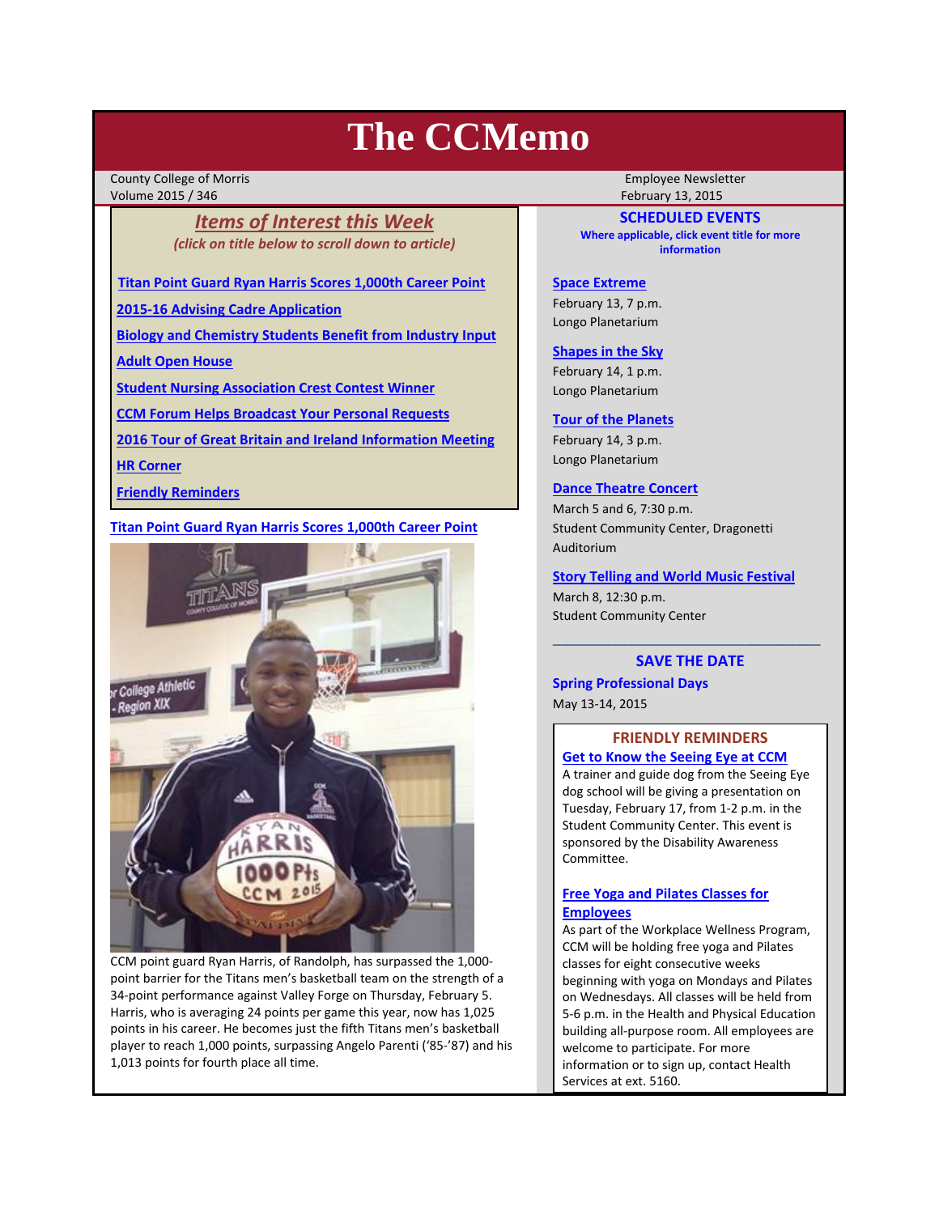# The CCMemo

County College of Morris
Volume 2015 / 346

Employee Newsletter
February 13, 2015

## *Items of Interest this Week*

*(click on title below to scroll down to article)*

- Titan Point Guard Ryan Harris Scores 1,000th Career Point
- 2015-16 Advising Cadre Application
- Biology and Chemistry Students Benefit from Industry Input
- Adult Open House
- Student Nursing Association Crest Contest Winner
- CCM Forum Helps Broadcast Your Personal Requests
- 2016 Tour of Great Britain and Ireland Information Meeting
- HR Corner
- Friendly Reminders

## Titan Point Guard Ryan Harris Scores 1,000th Career Point

CCM point guard Ryan Harris, of Randolph, has surpassed the 1,000-point barrier for the Titans men's basketball team on the strength of a 34-point performance against Valley Forge on Thursday, February 5. Harris, who is averaging 24 points per game this year, now has 1,025 points in his career. He becomes just the fifth Titans men's basketball player to reach 1,000 points, surpassing Angelo Parenti ('85-'87) and his 1,013 points for fourth place all time.

## SCHEDULED EVENTS

**Where applicable, click event title for more information**

**Space Extreme**
February 13, 7 p.m.
Longo Planetarium

**Shapes in the Sky**
February 14, 1 p.m.
Longo Planetarium

**Tour of the Planets**
February 14, 3 p.m.
Longo Planetarium

**Dance Theatre Concert**
March 5 and 6, 7:30 p.m.
Student Community Center, Dragonetti Auditorium

**Story Telling and World Music Festival**
March 8, 12:30 p.m.
Student Community Center

## SAVE THE DATE

**Spring Professional Days**
May 13-14, 2015

## FRIENDLY REMINDERS

**Get to Know the Seeing Eye at CCM**

A trainer and guide dog from the Seeing Eye dog school will be giving a presentation on Tuesday, February 17, from 1-2 p.m. in the Student Community Center. This event is sponsored by the Disability Awareness Committee.

**Free Yoga and Pilates Classes for Employees**

As part of the Workplace Wellness Program, CCM will be holding free yoga and Pilates classes for eight consecutive weeks beginning with yoga on Mondays and Pilates on Wednesdays. All classes will be held from 5-6 p.m. in the Health and Physical Education building all-purpose room. All employees are welcome to participate. For more information or to sign up, contact Health Services at ext. 5160.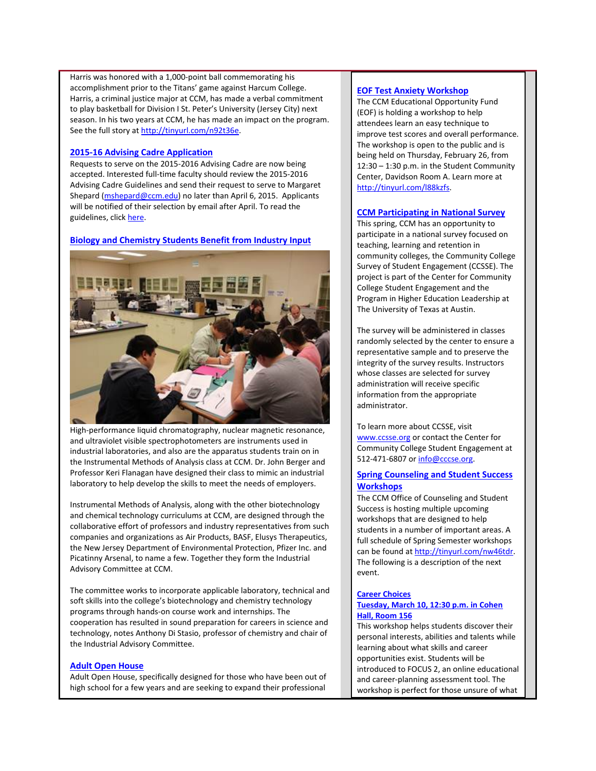Harris was honored with a 1,000-point ball commemorating his accomplishment prior to the Titans' game against Harcum College. Harris, a criminal justice major at CCM, has made a verbal commitment to play basketball for Division I St. Peter's University (Jersey City) next season. In his two years at CCM, he has made an impact on the program. See the full story at http://tinyurl.com/n92t36e.

## 2015-16 Advising Cadre Application

Requests to serve on the 2015-2016 Advising Cadre are now being accepted. Interested full-time faculty should review the 2015-2016 Advising Cadre Guidelines and send their request to serve to Margaret Shepard (mshepard@ccm.edu) no later than April 6, 2015. Applicants will be notified of their selection by email after April. To read the guidelines, click here.

## Biology and Chemistry Students Benefit from Industry Input

High-performance liquid chromatography, nuclear magnetic resonance, and ultraviolet visible spectrophotometers are instruments used in industrial laboratories, and also are the apparatus students train on in the Instrumental Methods of Analysis class at CCM. Dr. John Berger and Professor Keri Flanagan have designed their class to mimic an industrial laboratory to help develop the skills to meet the needs of employers.

Instrumental Methods of Analysis, along with the other biotechnology and chemical technology curriculums at CCM, are designed through the collaborative effort of professors and industry representatives from such companies and organizations as Air Products, BASF, Elusys Therapeutics, the New Jersey Department of Environmental Protection, Pfizer Inc. and Picatinny Arsenal, to name a few. Together they form the Industrial Advisory Committee at CCM.

The committee works to incorporate applicable laboratory, technical and soft skills into the college's biotechnology and chemistry technology programs through hands-on course work and internships. The cooperation has resulted in sound preparation for careers in science and technology, notes Anthony Di Stasio, professor of chemistry and chair of the Industrial Advisory Committee.

## Adult Open House

Adult Open House, specifically designed for those who have been out of high school for a few years and are seeking to expand their professional

## EOF Test Anxiety Workshop

The CCM Educational Opportunity Fund (EOF) is holding a workshop to help attendees learn an easy technique to improve test scores and overall performance. The workshop is open to the public and is being held on Thursday, February 26, from 12:30 – 1:30 p.m. in the Student Community Center, Davidson Room A. Learn more at http://tinyurl.com/l88kzfs.

## CCM Participating in National Survey

This spring, CCM has an opportunity to participate in a national survey focused on teaching, learning and retention in community colleges, the Community College Survey of Student Engagement (CCSSE). The project is part of the Center for Community College Student Engagement and the Program in Higher Education Leadership at The University of Texas at Austin.

The survey will be administered in classes randomly selected by the center to ensure a representative sample and to preserve the integrity of the survey results. Instructors whose classes are selected for survey administration will receive specific information from the appropriate administrator.

To learn more about CCSSE, visit www.ccsse.org or contact the Center for Community College Student Engagement at 512-471-6807 or info@cccse.org.

## Spring Counseling and Student Success Workshops

The CCM Office of Counseling and Student Success is hosting multiple upcoming workshops that are designed to help students in a number of important areas. A full schedule of Spring Semester workshops can be found at http://tinyurl.com/nw46tdr. The following is a description of the next event.

### Career Choices
**Tuesday, March 10, 12:30 p.m. in Cohen Hall, Room 156**

This workshop helps students discover their personal interests, abilities and talents while learning about what skills and career opportunities exist. Students will be introduced to FOCUS 2, an online educational and career-planning assessment tool. The workshop is perfect for those unsure of what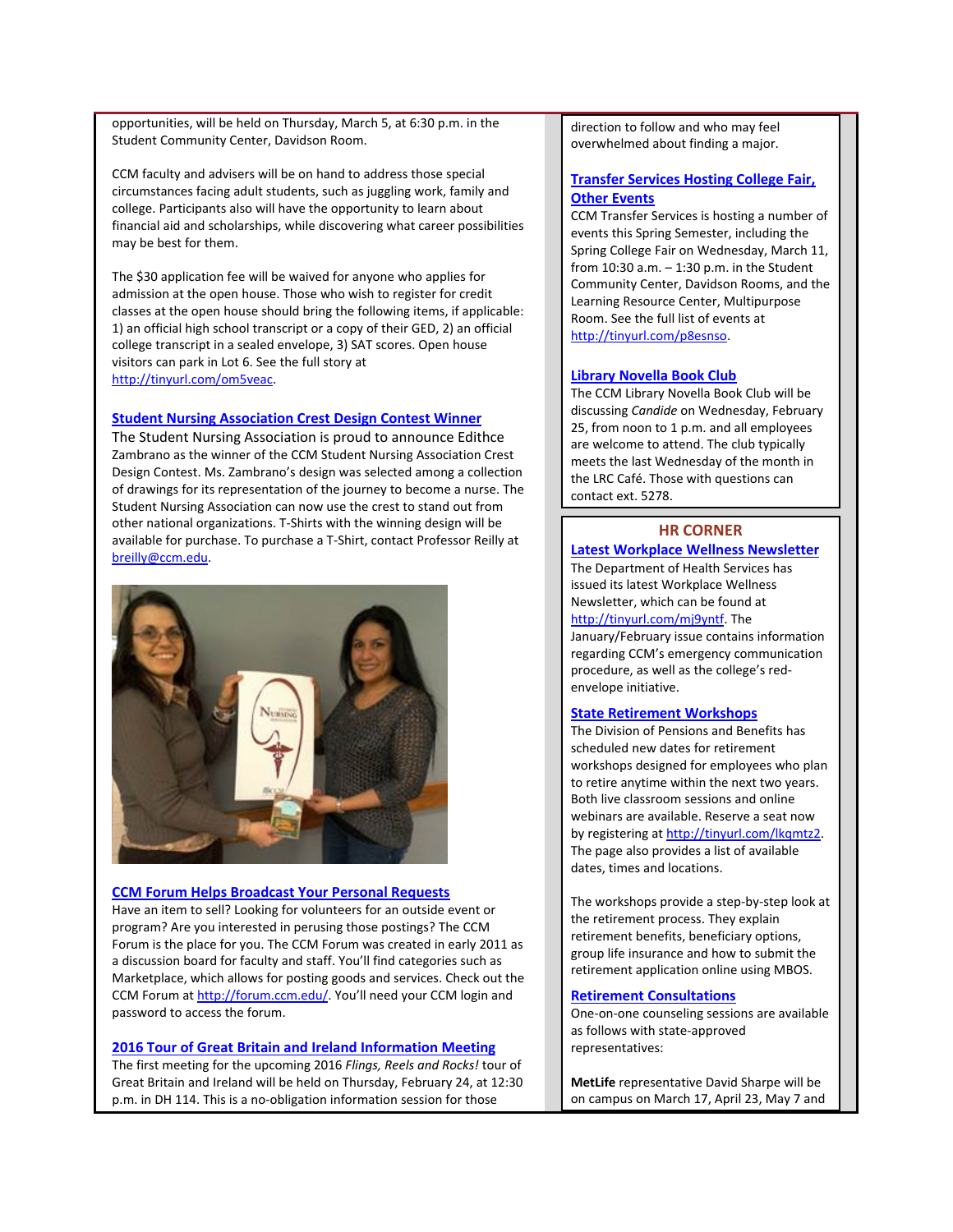opportunities, will be held on Thursday, March 5, at 6:30 p.m. in the Student Community Center, Davidson Room.

CCM faculty and advisers will be on hand to address those special circumstances facing adult students, such as juggling work, family and college. Participants also will have the opportunity to learn about financial aid and scholarships, while discovering what career possibilities may be best for them.

The $30 application fee will be waived for anyone who applies for admission at the open house. Those who wish to register for credit classes at the open house should bring the following items, if applicable: 1) an official high school transcript or a copy of their GED, 2) an official college transcript in a sealed envelope, 3) SAT scores. Open house visitors can park in Lot 6. See the full story at http://tinyurl.com/om5veac.

### Student Nursing Association Crest Design Contest Winner

The Student Nursing Association is proud to announce Edithce Zambrano as the winner of the CCM Student Nursing Association Crest Design Contest. Ms. Zambrano's design was selected among a collection of drawings for its representation of the journey to become a nurse. The Student Nursing Association can now use the crest to stand out from other national organizations. T-Shirts with the winning design will be available for purchase. To purchase a T-Shirt, contact Professor Reilly at breilly@ccm.edu.

### CCM Forum Helps Broadcast Your Personal Requests

Have an item to sell? Looking for volunteers for an outside event or program? Are you interested in perusing those postings? The CCM Forum is the place for you. The CCM Forum was created in early 2011 as a discussion board for faculty and staff. You'll find categories such as Marketplace, which allows for posting goods and services. Check out the CCM Forum at http://forum.ccm.edu/. You'll need your CCM login and password to access the forum.

### 2016 Tour of Great Britain and Ireland Information Meeting

The first meeting for the upcoming 2016 *Flings, Reels and Rocks!* tour of Great Britain and Ireland will be held on Thursday, February 24, at 12:30 p.m. in DH 114. This is a no-obligation information session for those direction to follow and who may feel overwhelmed about finding a major.

### Transfer Services Hosting College Fair, Other Events

CCM Transfer Services is hosting a number of events this Spring Semester, including the Spring College Fair on Wednesday, March 11, from 10:30 a.m. – 1:30 p.m. in the Student Community Center, Davidson Rooms, and the Learning Resource Center, Multipurpose Room. See the full list of events at http://tinyurl.com/p8esnso.

### Library Novella Book Club

The CCM Library Novella Book Club will be discussing *Candide* on Wednesday, February 25, from noon to 1 p.m. and all employees are welcome to attend. The club typically meets the last Wednesday of the month in the LRC Café. Those with questions can contact ext. 5278.

## HR CORNER

### Latest Workplace Wellness Newsletter

The Department of Health Services has issued its latest Workplace Wellness Newsletter, which can be found at http://tinyurl.com/mj9yntf. The January/February issue contains information regarding CCM's emergency communication procedure, as well as the college's red-envelope initiative.

### State Retirement Workshops

The Division of Pensions and Benefits has scheduled new dates for retirement workshops designed for employees who plan to retire anytime within the next two years. Both live classroom sessions and online webinars are available. Reserve a seat now by registering at http://tinyurl.com/lkqmtz2. The page also provides a list of available dates, times and locations.

The workshops provide a step-by-step look at the retirement process. They explain retirement benefits, beneficiary options, group life insurance and how to submit the retirement application online using MBOS.

### Retirement Consultations

One-on-one counseling sessions are available as follows with state-approved representatives:

**MetLife** representative David Sharpe will be on campus on March 17, April 23, May 7 and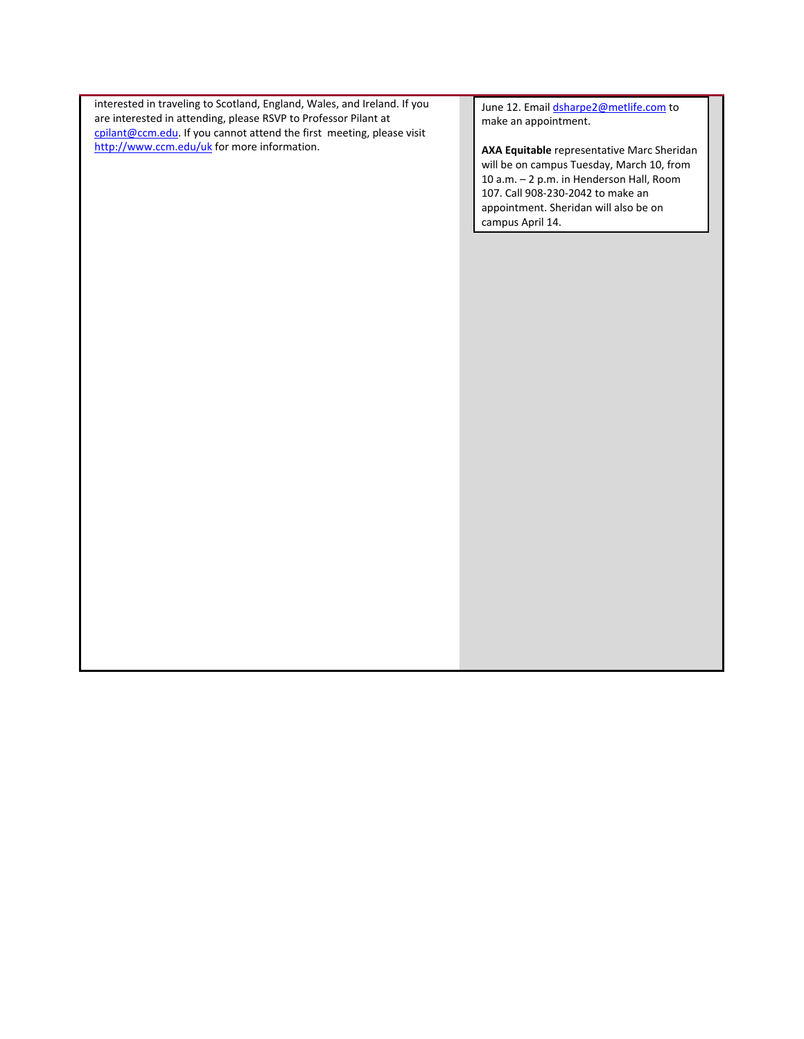interested in traveling to Scotland, England, Wales, and Ireland. If you are interested in attending, please RSVP to Professor Pilant at cpilant@ccm.edu. If you cannot attend the first meeting, please visit http://www.ccm.edu/uk for more information.

June 12. Email dsharpe2@metlife.com to make an appointment.

**AXA Equitable** representative Marc Sheridan will be on campus Tuesday, March 10, from 10 a.m. – 2 p.m. in Henderson Hall, Room 107. Call 908-230-2042 to make an appointment. Sheridan will also be on campus April 14.